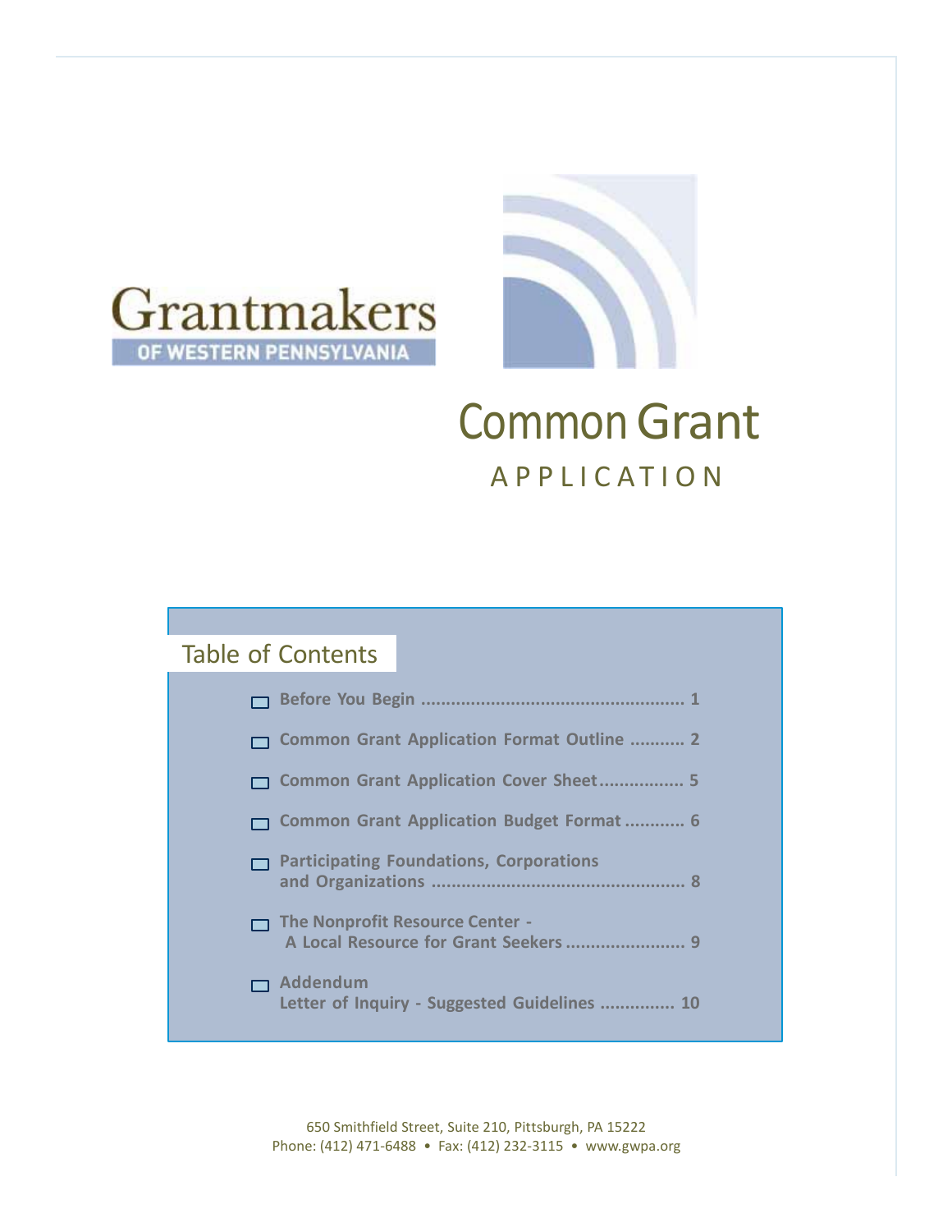# Grantmakers

OF WESTERN PENNSYLVANIA

# Common Grant

## APPLICATION

## Table of Contents

- Before You Begin .................................................... 1
- Common Grant Application Format Outline ........... 2
- Common Grant Application Cover Sheet................ 5
- Common Grant Application Budget Format ............ 6
- Participating Foundations, Corporations and Organizations .................................................. 8
- The Nonprofit Resource Center - A Local Resource for Grant Seekers ........................ 9
- Addendum Letter of Inquiry - Suggested Guidelines ............... 10

650 Smithfield Street, Suite 210, Pittsburgh, PA 15222
Phone: (412) 471-6488 • Fax: (412) 232-3115 • www.gwpa.org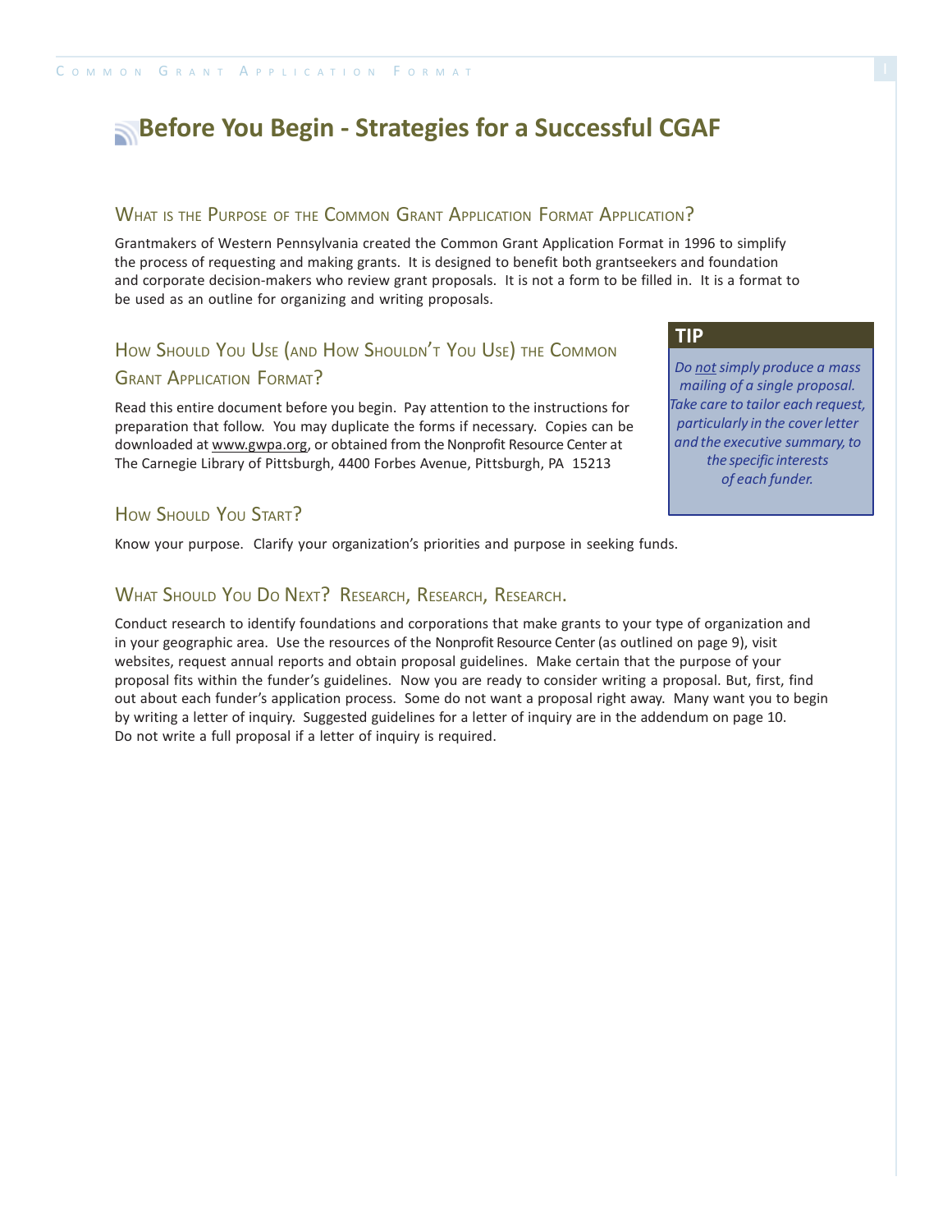# Before You Begin - Strategies for a Successful CGAF

## What is the Purpose of the Common Grant Application Format Application?

Grantmakers of Western Pennsylvania created the Common Grant Application Format in 1996 to simplify the process of requesting and making grants. It is designed to benefit both grantseekers and foundation and corporate decision-makers who review grant proposals. It is not a form to be filled in. It is a format to be used as an outline for organizing and writing proposals.

## How Should You Use (and How Shouldn't You Use) the Common Grant Application Format?

Read this entire document before you begin. Pay attention to the instructions for preparation that follow. You may duplicate the forms if necessary. Copies can be downloaded at www.gwpa.org, or obtained from the Nonprofit Resource Center at The Carnegie Library of Pittsburgh, 4400 Forbes Avenue, Pittsburgh, PA 15213

> **TIP**
>
> *Do not simply produce a mass mailing of a single proposal. Take care to tailor each request, particularly in the cover letter and the executive summary, to the specific interests of each funder.*

## How Should You Start?

Know your purpose. Clarify your organization's priorities and purpose in seeking funds.

## What Should You Do Next? Research, Research, Research.

Conduct research to identify foundations and corporations that make grants to your type of organization and in your geographic area. Use the resources of the Nonprofit Resource Center (as outlined on page 9), visit websites, request annual reports and obtain proposal guidelines. Make certain that the purpose of your proposal fits within the funder's guidelines. Now you are ready to consider writing a proposal. But, first, find out about each funder's application process. Some do not want a proposal right away. Many want you to begin by writing a letter of inquiry. Suggested guidelines for a letter of inquiry are in the addendum on page 10. Do not write a full proposal if a letter of inquiry is required.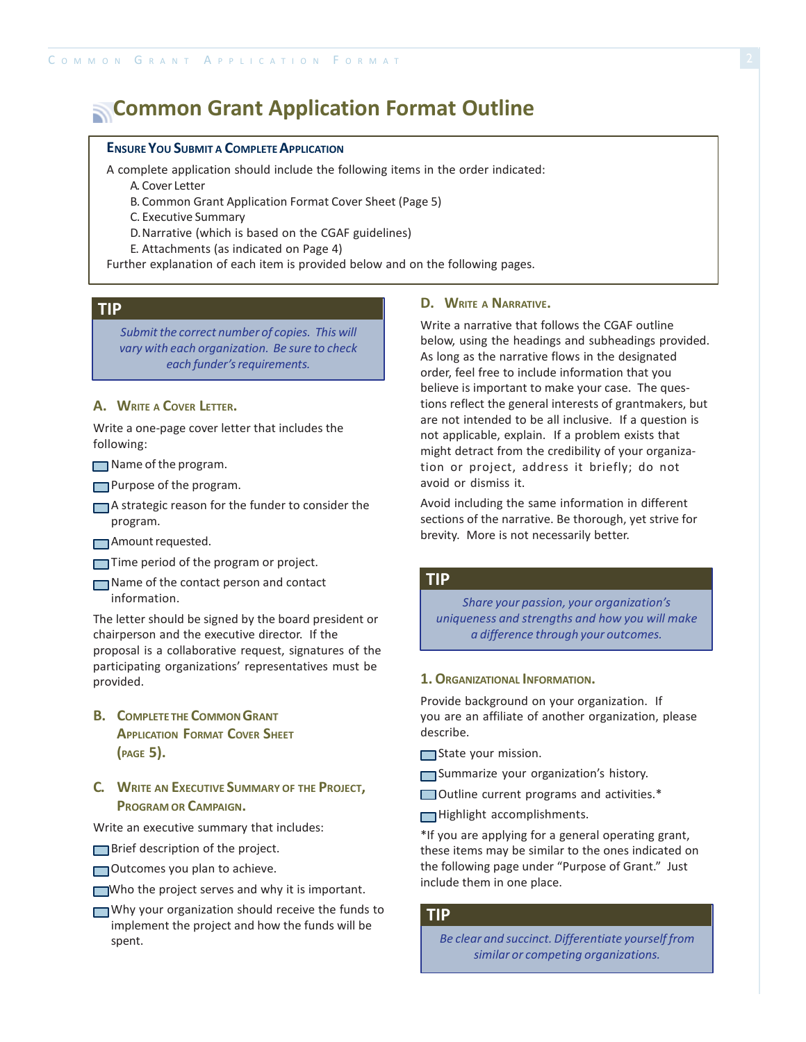# Common Grant Application Format Outline

**Ensure You Submit a Complete Application**

A complete application should include the following items in the order indicated:

A. Cover Letter
B. Common Grant Application Format Cover Sheet (Page 5)
C. Executive Summary
D. Narrative (which is based on the CGAF guidelines)
E. Attachments (as indicated on Page 4)

Further explanation of each item is provided below and on the following pages.

**TIP**

*Submit the correct number of copies. This will vary with each organization. Be sure to check each funder's requirements.*

### A. Write a Cover Letter.

Write a one-page cover letter that includes the following:

- Name of the program.
- Purpose of the program.
- A strategic reason for the funder to consider the program.
- Amount requested.
- Time period of the program or project.
- Name of the contact person and contact information.

The letter should be signed by the board president or chairperson and the executive director. If the proposal is a collaborative request, signatures of the participating organizations' representatives must be provided.

### B. Complete the Common Grant Application Format Cover Sheet (page 5).

### C. Write an Executive Summary of the Project, Program or Campaign.

Write an executive summary that includes:

- Brief description of the project.
- Outcomes you plan to achieve.
- Who the project serves and why it is important.
- Why your organization should receive the funds to implement the project and how the funds will be spent.

### D. Write a Narrative.

Write a narrative that follows the CGAF outline below, using the headings and subheadings provided. As long as the narrative flows in the designated order, feel free to include information that you believe is important to make your case. The questions reflect the general interests of grantmakers, but are not intended to be all inclusive. If a question is not applicable, explain. If a problem exists that might detract from the credibility of your organization or project, address it briefly; do not avoid or dismiss it.

Avoid including the same information in different sections of the narrative. Be thorough, yet strive for brevity. More is not necessarily better.

**TIP**

*Share your passion, your organization's uniqueness and strengths and how you will make a difference through your outcomes.*

### 1. Organizational Information.

Provide background on your organization. If you are an affiliate of another organization, please describe.

- State your mission.
- Summarize your organization's history.
- Outline current programs and activities.*
- Highlight accomplishments.

*If you are applying for a general operating grant, these items may be similar to the ones indicated on the following page under "Purpose of Grant." Just include them in one place.

**TIP**

*Be clear and succinct. Differentiate yourself from similar or competing organizations.*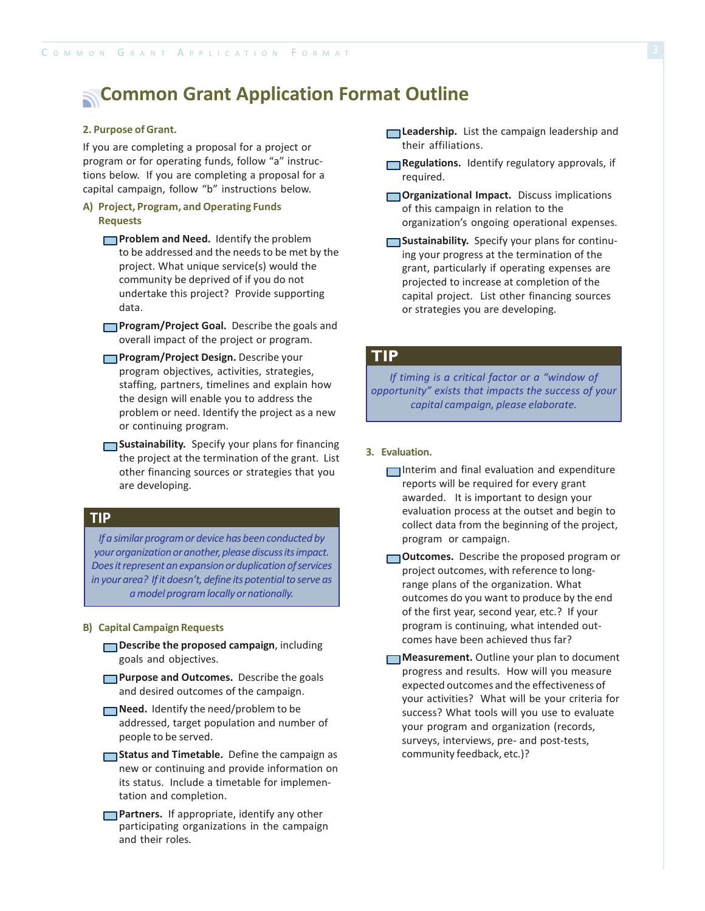# Common Grant Application Format Outline

### 2. Purpose of Grant.

If you are completing a proposal for a project or program or for operating funds, follow "a" instructions below. If you are completing a proposal for a capital campaign, follow "b" instructions below.

#### A) Project, Program, and Operating Funds Requests

- **Problem and Need.** Identify the problem to be addressed and the needs to be met by the project. What unique service(s) would the community be deprived of if you do not undertake this project? Provide supporting data.
- **Program/Project Goal.** Describe the goals and overall impact of the project or program.
- **Program/Project Design.** Describe your program objectives, activities, strategies, staffing, partners, timelines and explain how the design will enable you to address the problem or need. Identify the project as a new or continuing program.
- **Sustainability.** Specify your plans for financing the project at the termination of the grant. List other financing sources or strategies that you are developing.

> **TIP**
>
> *If a similar program or device has been conducted by your organization or another, please discuss its impact. Does it represent an expansion or duplication of services in your area? If it doesn't, define its potential to serve as a model program locally or nationally.*

#### B) Capital Campaign Requests

- **Describe the proposed campaign**, including goals and objectives.
- **Purpose and Outcomes.** Describe the goals and desired outcomes of the campaign.
- **Need.** Identify the need/problem to be addressed, target population and number of people to be served.
- **Status and Timetable.** Define the campaign as new or continuing and provide information on its status. Include a timetable for implementation and completion.
- **Partners.** If appropriate, identify any other participating organizations in the campaign and their roles.
- **Leadership.** List the campaign leadership and their affiliations.
- **Regulations.** Identify regulatory approvals, if required.
- **Organizational Impact.** Discuss implications of this campaign in relation to the organization's ongoing operational expenses.
- **Sustainability.** Specify your plans for continuing your progress at the termination of the grant, particularly if operating expenses are projected to increase at completion of the capital project. List other financing sources or strategies you are developing.

> **TIP**
>
> *If timing is a critical factor or a "window of opportunity" exists that impacts the success of your capital campaign, please elaborate.*

### 3. Evaluation.

- Interim and final evaluation and expenditure reports will be required for every grant awarded. It is important to design your evaluation process at the outset and begin to collect data from the beginning of the project, program or campaign.
- **Outcomes.** Describe the proposed program or project outcomes, with reference to long-range plans of the organization. What outcomes do you want to produce by the end of the first year, second year, etc.? If your program is continuing, what intended outcomes have been achieved thus far?
- **Measurement.** Outline your plan to document progress and results. How will you measure expected outcomes and the effectiveness of your activities? What will be your criteria for success? What tools will you use to evaluate your program and organization (records, surveys, interviews, pre- and post-tests, community feedback, etc.)?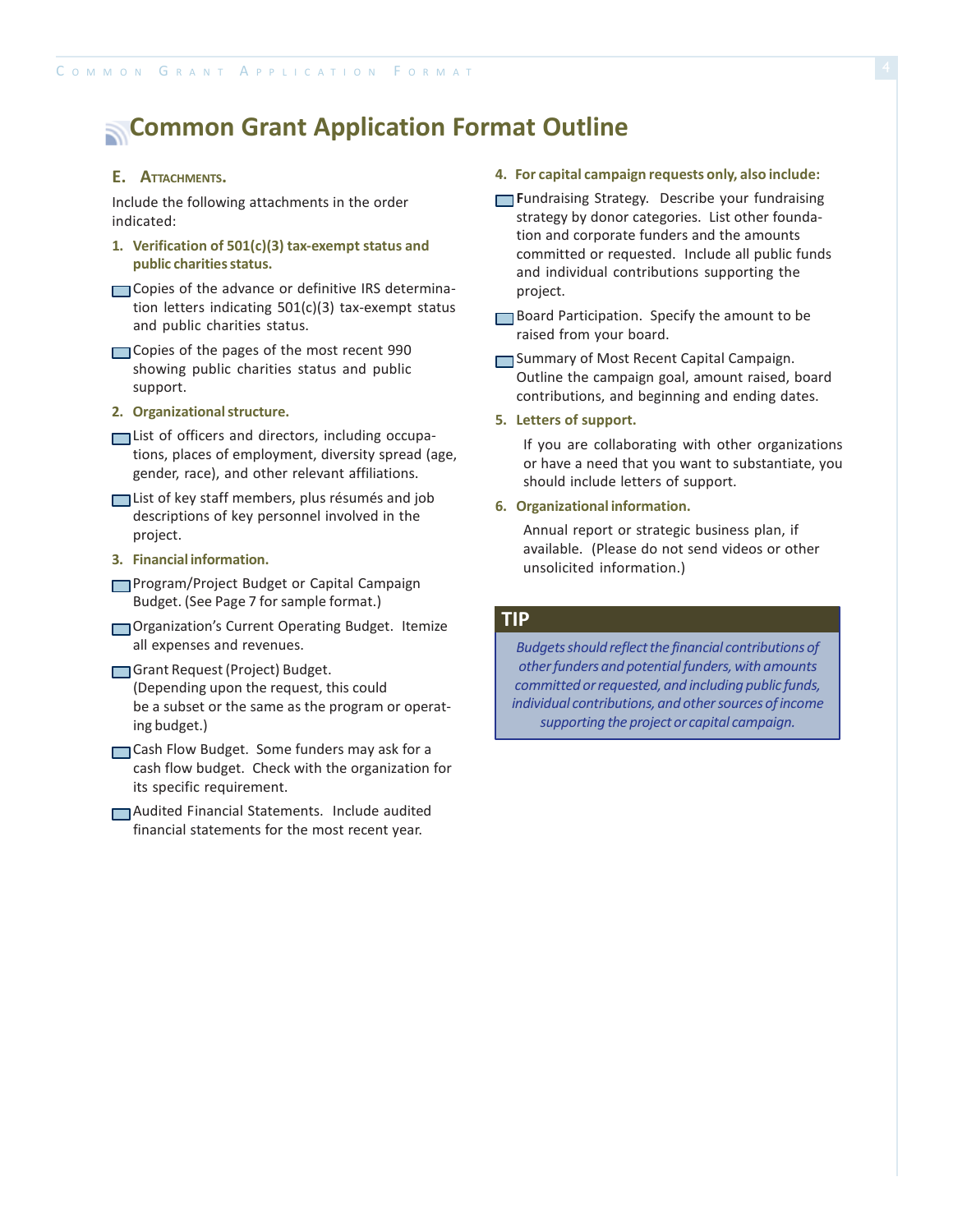# Common Grant Application Format Outline

### E. Attachments.

Include the following attachments in the order indicated:

**1. Verification of 501(c)(3) tax-exempt status and public charities status.**

- ☐ Copies of the advance or definitive IRS determination letters indicating 501(c)(3) tax-exempt status and public charities status.
- ☐ Copies of the pages of the most recent 990 showing public charities status and public support.

**2. Organizational structure.**

- ☐ List of officers and directors, including occupations, places of employment, diversity spread (age, gender, race), and other relevant affiliations.
- ☐ List of key staff members, plus résumés and job descriptions of key personnel involved in the project.

**3. Financial information.**

- ☐ Program/Project Budget or Capital Campaign Budget. (See Page 7 for sample format.)
- ☐ Organization's Current Operating Budget. Itemize all expenses and revenues.
- ☐ Grant Request (Project) Budget. (Depending upon the request, this could be a subset or the same as the program or operating budget.)
- ☐ Cash Flow Budget. Some funders may ask for a cash flow budget. Check with the organization for its specific requirement.
- ☐ Audited Financial Statements. Include audited financial statements for the most recent year.

**4. For capital campaign requests only, also include:**

- ☐ Fundraising Strategy. Describe your fundraising strategy by donor categories. List other foundation and corporate funders and the amounts committed or requested. Include all public funds and individual contributions supporting the project.
- ☐ Board Participation. Specify the amount to be raised from your board.
- ☐ Summary of Most Recent Capital Campaign. Outline the campaign goal, amount raised, board contributions, and beginning and ending dates.

**5. Letters of support.**

If you are collaborating with other organizations or have a need that you want to substantiate, you should include letters of support.

**6. Organizational information.**

Annual report or strategic business plan, if available. (Please do not send videos or other unsolicited information.)

> **TIP**
>
> *Budgets should reflect the financial contributions of other funders and potential funders, with amounts committed or requested, and including public funds, individual contributions, and other sources of income supporting the project or capital campaign.*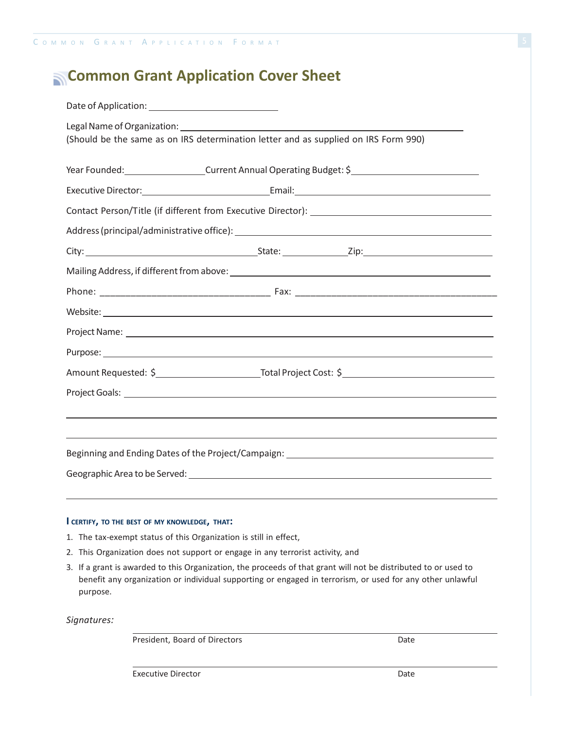# Common Grant Application Cover Sheet

Date of Application: ______________________

Legal Name of Organization: ______________________________________________
(Should be the same as on IRS determination letter and as supplied on IRS Form 990)

Year Founded: ______________ Current Annual Operating Budget: $______________________

Executive Director: ______________________ Email: ______________________________

Contact Person/Title (if different from Executive Director): ______________________________

Address (principal/administrative office): ______________________________________

City: ____________________________ State: __________ Zip: ______________________

Mailing Address, if different from above: ______________________________________

Phone: ________________________________ Fax: ______________________________________

Website: ______________________________________________________________

Project Name: __________________________________________________________

Purpose: ______________________________________________________________

Amount Requested: $__________________ Total Project Cost: $__________________________

Project Goals: __________________________________________________________

______________________________________________________________________

______________________________________________________________________

Beginning and Ending Dates of the Project/Campaign: ______________________________

Geographic Area to be Served: __________________________________________

______________________________________________________________________

**I CERTIFY, TO THE BEST OF MY KNOWLEDGE, THAT:**

1. The tax-exempt status of this Organization is still in effect,
2. This Organization does not support or engage in any terrorist activity, and
3. If a grant is awarded to this Organization, the proceeds of that grant will not be distributed to or used to benefit any organization or individual supporting or engaged in terrorism, or used for any other unlawful purpose.

*Signatures:*

______________________________________________________________________
President, Board of Directors                                                  Date

______________________________________________________________________
Executive Director                                                                  Date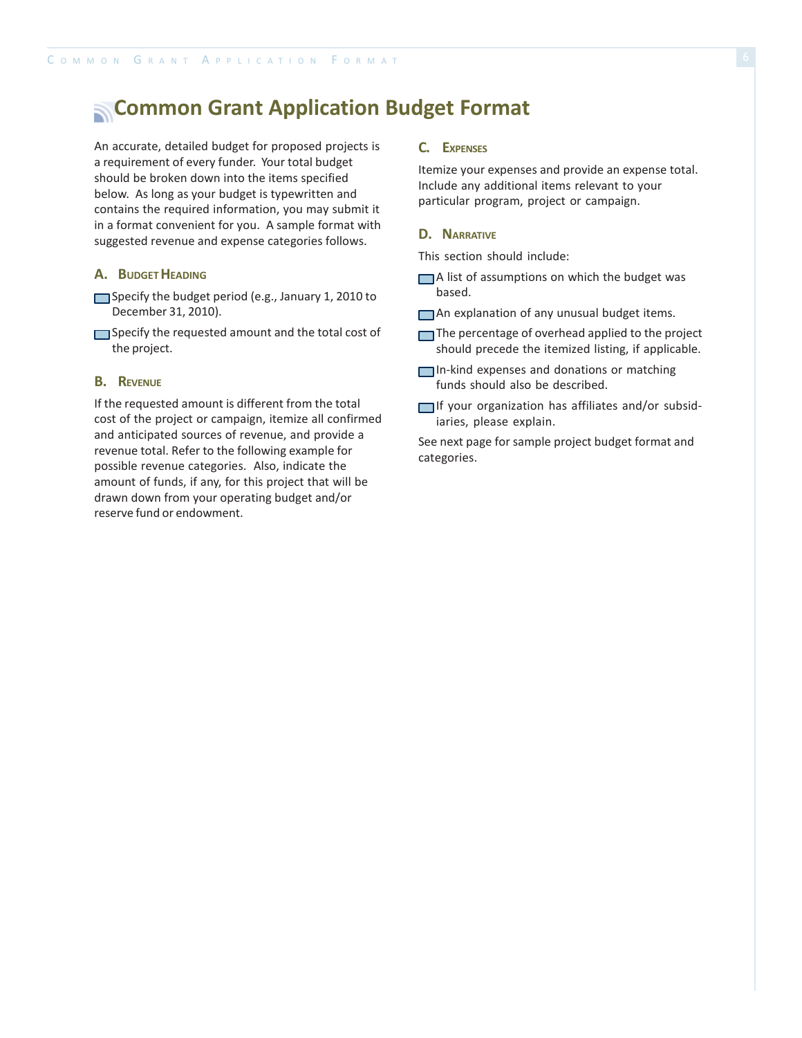# Common Grant Application Budget Format

An accurate, detailed budget for proposed projects is a requirement of every funder. Your total budget should be broken down into the items specified below. As long as your budget is typewritten and contains the required information, you may submit it in a format convenient for you. A sample format with suggested revenue and expense categories follows.

### A. Budget Heading

- Specify the budget period (e.g., January 1, 2010 to December 31, 2010).
- Specify the requested amount and the total cost of the project.

### B. Revenue

If the requested amount is different from the total cost of the project or campaign, itemize all confirmed and anticipated sources of revenue, and provide a revenue total. Refer to the following example for possible revenue categories. Also, indicate the amount of funds, if any, for this project that will be drawn down from your operating budget and/or reserve fund or endowment.

### C. Expenses

Itemize your expenses and provide an expense total. Include any additional items relevant to your particular program, project or campaign.

### D. Narrative

This section should include:

- A list of assumptions on which the budget was based.
- An explanation of any unusual budget items.
- The percentage of overhead applied to the project should precede the itemized listing, if applicable.
- In-kind expenses and donations or matching funds should also be described.
- If your organization has affiliates and/or subsidiaries, please explain.

See next page for sample project budget format and categories.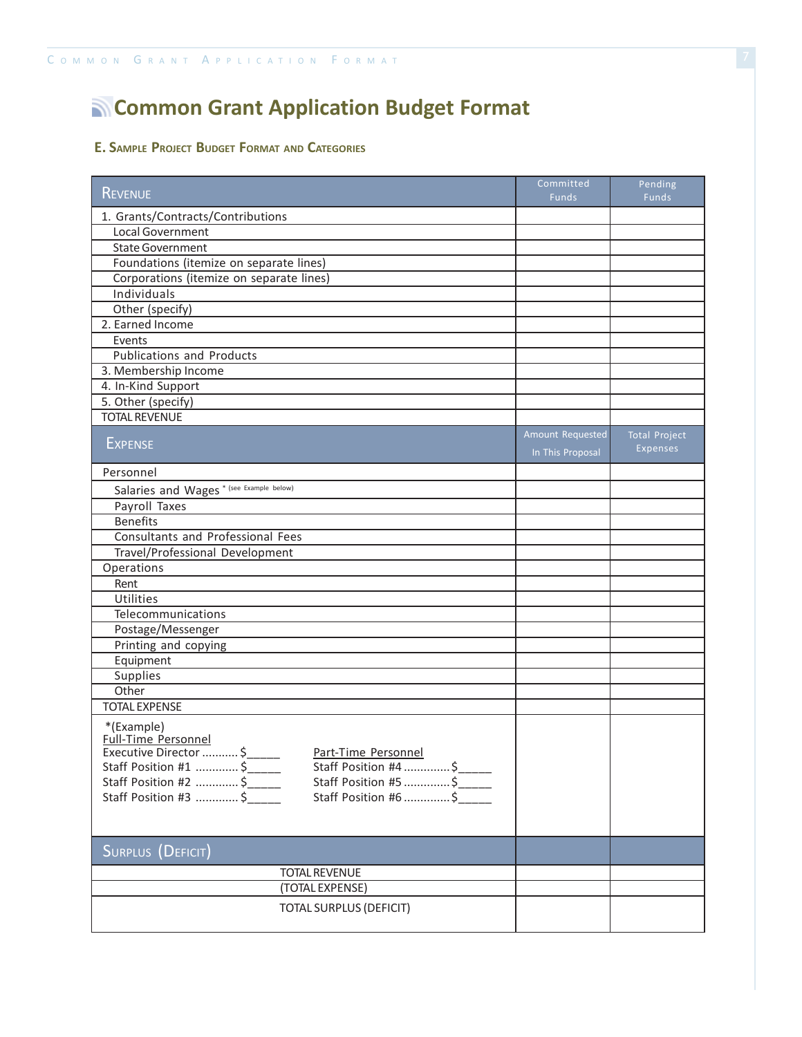# Common Grant Application Budget Format

## E. Sample Project Budget Format and Categories

| REVENUE | Committed Funds | Pending Funds |
|---|---|---|
| 1. Grants/Contracts/Contributions | | |
| Local Government | | |
| State Government | | |
| Foundations (itemize on separate lines) | | |
| Corporations (itemize on separate lines) | | |
| Individuals | | |
| Other (specify) | | |
| 2. Earned Income | | |
| Events | | |
| Publications and Products | | |
| 3. Membership Income | | |
| 4. In-Kind Support | | |
| 5. Other (specify) | | |
| TOTAL REVENUE | | |
| **EXPENSE** | **Amount Requested In This Proposal** | **Total Project Expenses** |
| Personnel | | |
| Salaries and Wages * (see Example below) | | |
| Payroll Taxes | | |
| Benefits | | |
| Consultants and Professional Fees | | |
| Travel/Professional Development | | |
| Operations | | |
| Rent | | |
| Utilities | | |
| Telecommunications | | |
| Postage/Messenger | | |
| Printing and copying | | |
| Equipment | | |
| Supplies | | |
| Other | | |
| TOTAL EXPENSE | | |
| *(Example) Full-Time Personnel: Executive Director ........... $_____; Staff Position #1 ............ $_____; Staff Position #2 ............ $_____; Staff Position #3 ............ $_____. Part-Time Personnel: Staff Position #4 .............. $_____; Staff Position #5 .............. $_____; Staff Position #6 .............. $_____ | | |
| **SURPLUS (DEFICIT)** | | |
| TOTAL REVENUE | | |
| (TOTAL EXPENSE) | | |
| TOTAL SURPLUS (DEFICIT) | | |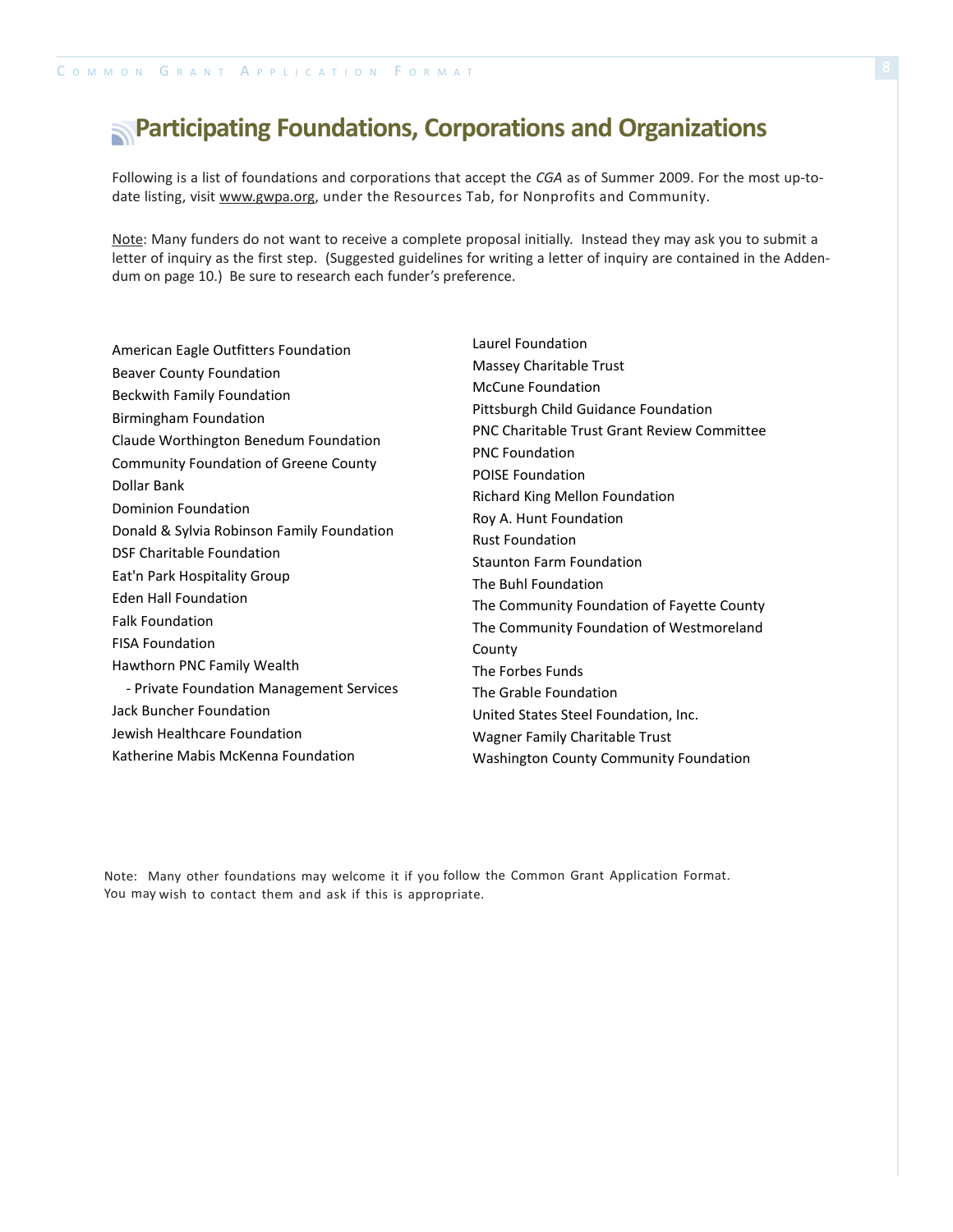# Participating Foundations, Corporations and Organizations

Following is a list of foundations and corporations that accept the *CGA* as of Summer 2009. For the most up-to-date listing, visit www.gwpa.org, under the Resources Tab, for Nonprofits and Community.

Note: Many funders do not want to receive a complete proposal initially. Instead they may ask you to submit a letter of inquiry as the first step. (Suggested guidelines for writing a letter of inquiry are contained in the Addendum on page 10.) Be sure to research each funder's preference.

American Eagle Outfitters Foundation
Beaver County Foundation
Beckwith Family Foundation
Birmingham Foundation
Claude Worthington Benedum Foundation
Community Foundation of Greene County
Dollar Bank
Dominion Foundation
Donald & Sylvia Robinson Family Foundation
DSF Charitable Foundation
Eat'n Park Hospitality Group
Eden Hall Foundation
Falk Foundation
FISA Foundation
Hawthorn PNC Family Wealth
- Private Foundation Management Services
Jack Buncher Foundation
Jewish Healthcare Foundation
Katherine Mabis McKenna Foundation
Laurel Foundation
Massey Charitable Trust
McCune Foundation
Pittsburgh Child Guidance Foundation
PNC Charitable Trust Grant Review Committee
PNC Foundation
POISE Foundation
Richard King Mellon Foundation
Roy A. Hunt Foundation
Rust Foundation
Staunton Farm Foundation
The Buhl Foundation
The Community Foundation of Fayette County
The Community Foundation of Westmoreland County
The Forbes Funds
The Grable Foundation
United States Steel Foundation, Inc.
Wagner Family Charitable Trust
Washington County Community Foundation

Note: Many other foundations may welcome it if you follow the Common Grant Application Format. You may wish to contact them and ask if this is appropriate.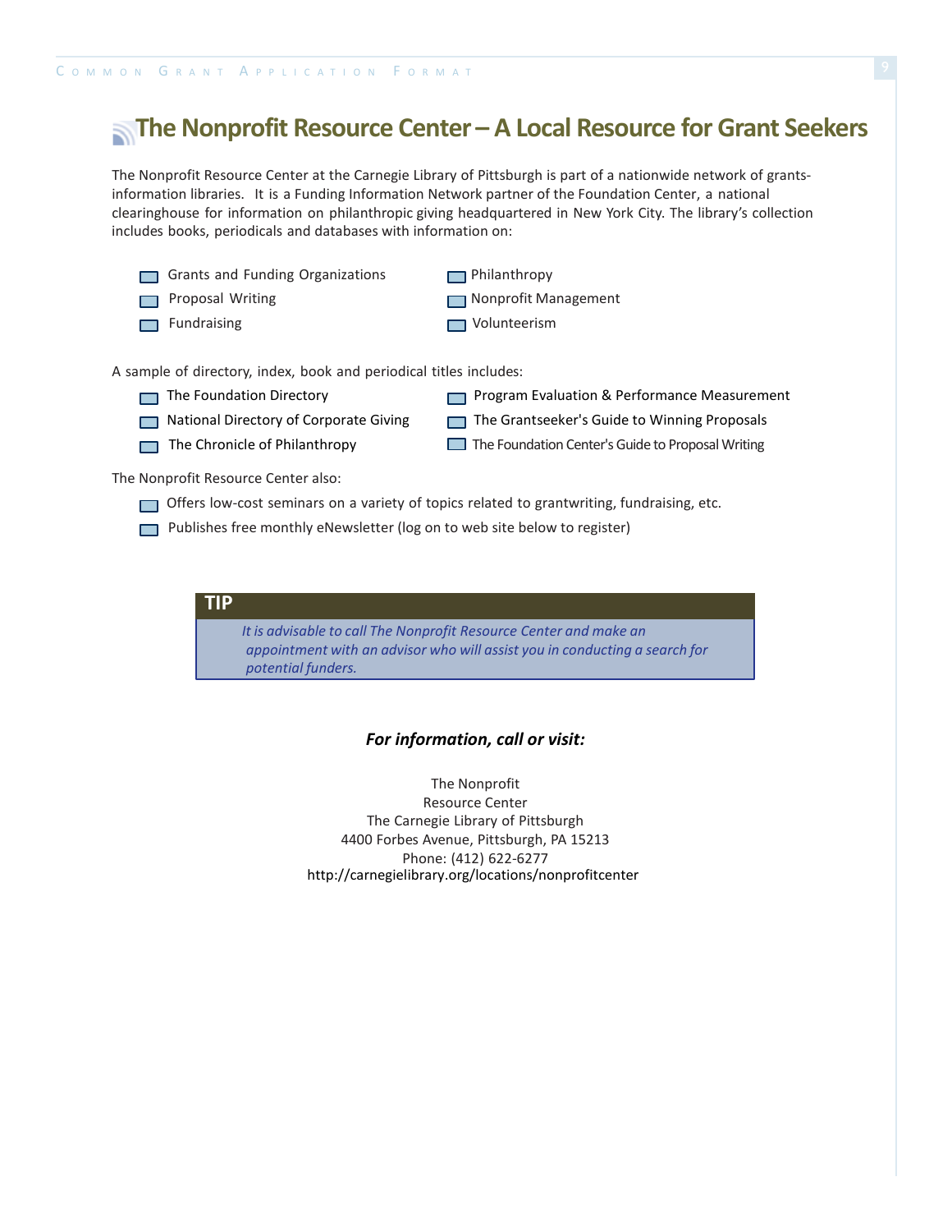# The Nonprofit Resource Center – A Local Resource for Grant Seekers

The Nonprofit Resource Center at the Carnegie Library of Pittsburgh is part of a nationwide network of grants-information libraries. It is a Funding Information Network partner of the Foundation Center, a national clearinghouse for information on philanthropic giving headquartered in New York City. The library's collection includes books, periodicals and databases with information on:

- Grants and Funding Organizations
- Proposal Writing
- Fundraising
- Philanthropy
- Nonprofit Management
- Volunteerism

A sample of directory, index, book and periodical titles includes:

- The Foundation Directory
- National Directory of Corporate Giving
- The Chronicle of Philanthropy
- Program Evaluation & Performance Measurement
- The Grantseeker's Guide to Winning Proposals
- The Foundation Center's Guide to Proposal Writing

The Nonprofit Resource Center also:

- Offers low-cost seminars on a variety of topics related to grantwriting, fundraising, etc.
- Publishes free monthly eNewsletter (log on to web site below to register)

**TIP**

*It is advisable to call The Nonprofit Resource Center and make an appointment with an advisor who will assist you in conducting a search for potential funders.*

***For information, call or visit:***

The Nonprofit
Resource Center
The Carnegie Library of Pittsburgh
4400 Forbes Avenue, Pittsburgh, PA 15213
Phone: (412) 622-6277
http://carnegielibrary.org/locations/nonprofitcenter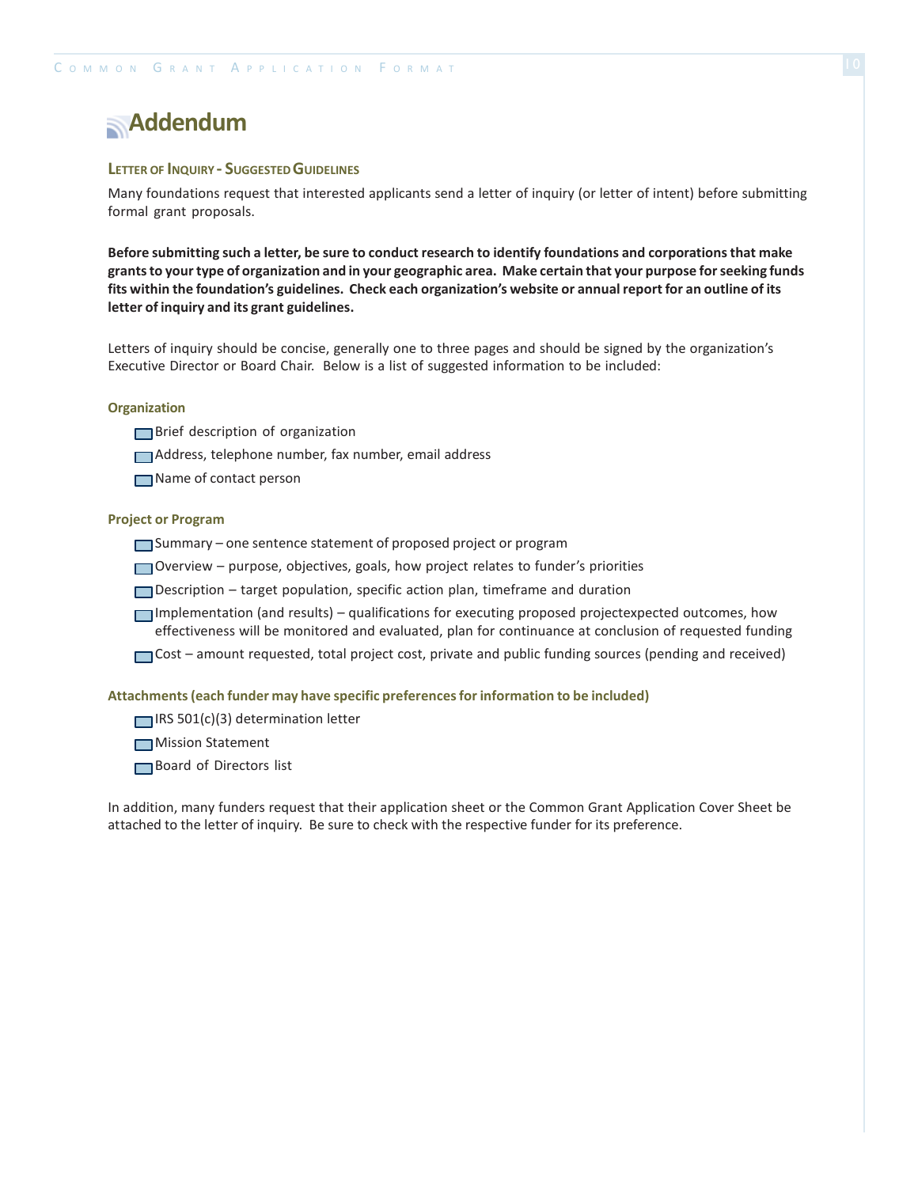# Addendum

## Letter of Inquiry - Suggested Guidelines

Many foundations request that interested applicants send a letter of inquiry (or letter of intent) before submitting formal grant proposals.

**Before submitting such a letter, be sure to conduct research to identify foundations and corporations that make grants to your type of organization and in your geographic area. Make certain that your purpose for seeking funds fits within the foundation's guidelines. Check each organization's website or annual report for an outline of its letter of inquiry and its grant guidelines.**

Letters of inquiry should be concise, generally one to three pages and should be signed by the organization's Executive Director or Board Chair. Below is a list of suggested information to be included:

### Organization

- Brief description of organization
- Address, telephone number, fax number, email address
- Name of contact person

### Project or Program

- Summary – one sentence statement of proposed project or program
- Overview – purpose, objectives, goals, how project relates to funder's priorities
- Description – target population, specific action plan, timeframe and duration
- Implementation (and results) – qualifications for executing proposed projectexpected outcomes, how effectiveness will be monitored and evaluated, plan for continuance at conclusion of requested funding
- Cost – amount requested, total project cost, private and public funding sources (pending and received)

### Attachments (each funder may have specific preferences for information to be included)

- IRS 501(c)(3) determination letter
- Mission Statement
- Board of Directors list

In addition, many funders request that their application sheet or the Common Grant Application Cover Sheet be attached to the letter of inquiry. Be sure to check with the respective funder for its preference.